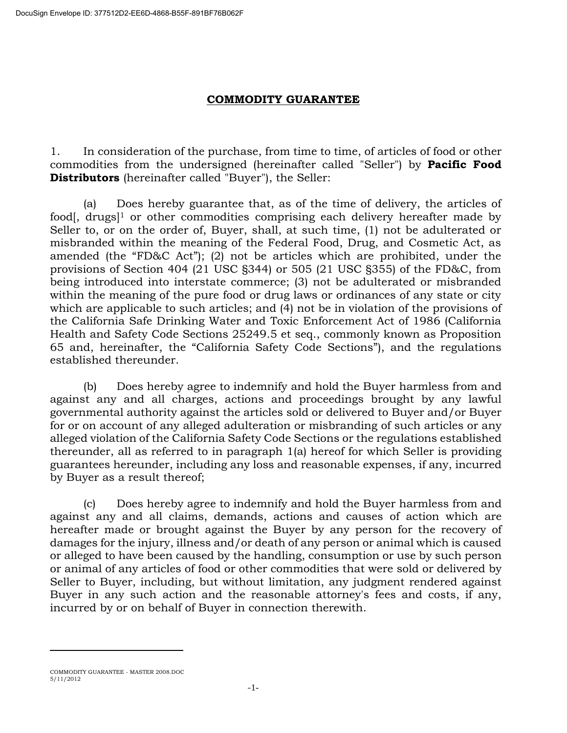## COMMODITY GUARANTEE

1. In consideration of the purchase, from time to time, of articles of food or other commodities from the undersigned (hereinafter called "Seller") by **Pacific Food Distributors** (hereinafter called "Buyer"), the Seller:

(a) Does hereby guarantee that, as of the time of delivery, the articles of food[, drugs][1] or other commodities comprising each delivery hereafter made by Seller to, or on the order of, Buyer, shall, at such time, (1) not be adulterated or misbranded within the meaning of the Federal Food, Drug, and Cosmetic Act, as amended (the "FD&C Act"); (2) not be articles which are prohibited, under the provisions of Section 404 (21 USC §344) or 505 (21 USC §355) of the FD&C, from being introduced into interstate commerce; (3) not be adulterated or misbranded within the meaning of the pure food or drug laws or ordinances of any state or city which are applicable to such articles; and (4) not be in violation of the provisions of the California Safe Drinking Water and Toxic Enforcement Act of 1986 (California Health and Safety Code Sections 25249.5 et seq., commonly known as Proposition 65 and, hereinafter, the "California Safety Code Sections"), and the regulations established thereunder.

(b) Does hereby agree to indemnify and hold the Buyer harmless from and against any and all charges, actions and proceedings brought by any lawful governmental authority against the articles sold or delivered to Buyer and/or Buyer for or on account of any alleged adulteration or misbranding of such articles or any alleged violation of the California Safety Code Sections or the regulations established thereunder, all as referred to in paragraph 1(a) hereof for which Seller is providing guarantees hereunder, including any loss and reasonable expenses, if any, incurred by Buyer as a result thereof;

(c) Does hereby agree to indemnify and hold the Buyer harmless from and against any and all claims, demands, actions and causes of action which are hereafter made or brought against the Buyer by any person for the recovery of damages for the injury, illness and/or death of any person or animal which is caused or alleged to have been caused by the handling, consumption or use by such person or animal of any articles of food or other commodities that were sold or delivered by Seller to Buyer, including, but without limitation, any judgment rendered against Buyer in any such action and the reasonable attorney's fees and costs, if any, incurred by or on behalf of Buyer in connection therewith.

---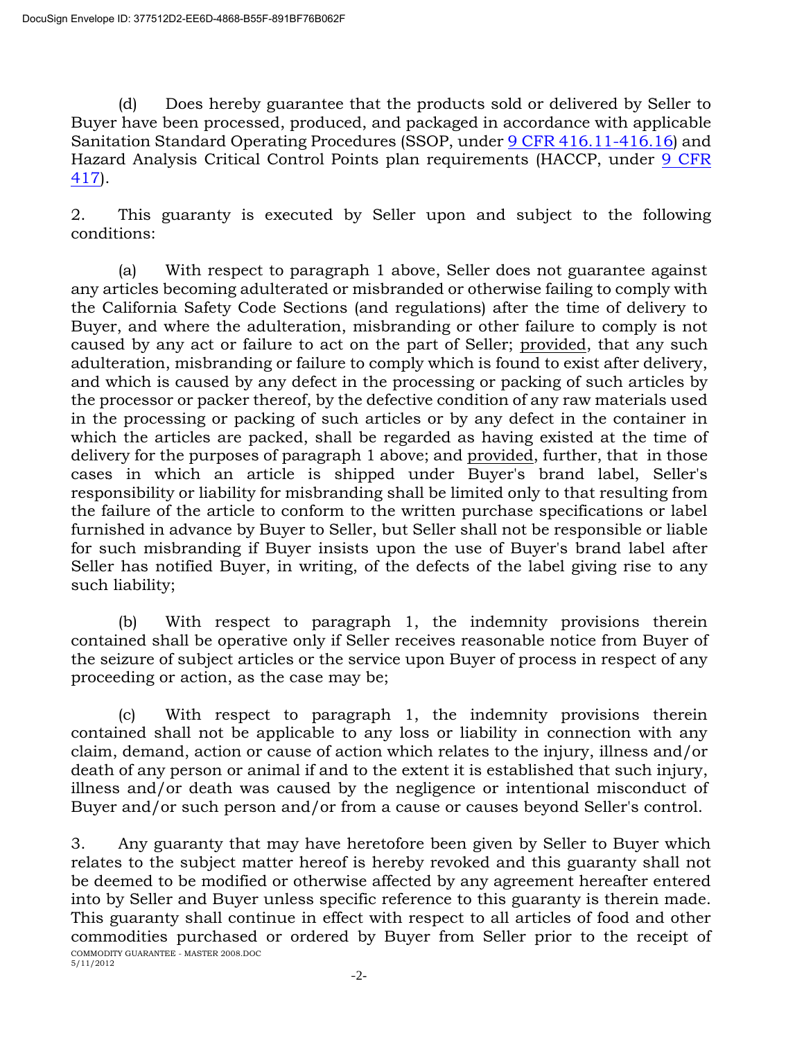(d) Does hereby guarantee that the products sold or delivered by Seller to Buyer have been processed, produced, and packaged in accordance with applicable Sanitation Standard Operating Procedures (SSOP, under 9 CFR 416.11-416.16) and Hazard Analysis Critical Control Points plan requirements (HACCP, under 9 CFR 417).

2. This guaranty is executed by Seller upon and subject to the following conditions:

(a) With respect to paragraph 1 above, Seller does not guarantee against any articles becoming adulterated or misbranded or otherwise failing to comply with the California Safety Code Sections (and regulations) after the time of delivery to Buyer, and where the adulteration, misbranding or other failure to comply is not caused by any act or failure to act on the part of Seller; provided, that any such adulteration, misbranding or failure to comply which is found to exist after delivery, and which is caused by any defect in the processing or packing of such articles by the processor or packer thereof, by the defective condition of any raw materials used in the processing or packing of such articles or by any defect in the container in which the articles are packed, shall be regarded as having existed at the time of delivery for the purposes of paragraph 1 above; and provided, further, that in those cases in which an article is shipped under Buyer's brand label, Seller's responsibility or liability for misbranding shall be limited only to that resulting from the failure of the article to conform to the written purchase specifications or label furnished in advance by Buyer to Seller, but Seller shall not be responsible or liable for such misbranding if Buyer insists upon the use of Buyer's brand label after Seller has notified Buyer, in writing, of the defects of the label giving rise to any such liability;

(b) With respect to paragraph 1, the indemnity provisions therein contained shall be operative only if Seller receives reasonable notice from Buyer of the seizure of subject articles or the service upon Buyer of process in respect of any proceeding or action, as the case may be;

(c) With respect to paragraph 1, the indemnity provisions therein contained shall not be applicable to any loss or liability in connection with any claim, demand, action or cause of action which relates to the injury, illness and/or death of any person or animal if and to the extent it is established that such injury, illness and/or death was caused by the negligence or intentional misconduct of Buyer and/or such person and/or from a cause or causes beyond Seller's control.

3. Any guaranty that may have heretofore been given by Seller to Buyer which relates to the subject matter hereof is hereby revoked and this guaranty shall not be deemed to be modified or otherwise affected by any agreement hereafter entered into by Seller and Buyer unless specific reference to this guaranty is therein made. This guaranty shall continue in effect with respect to all articles of food and other commodities purchased or ordered by Buyer from Seller prior to the receipt of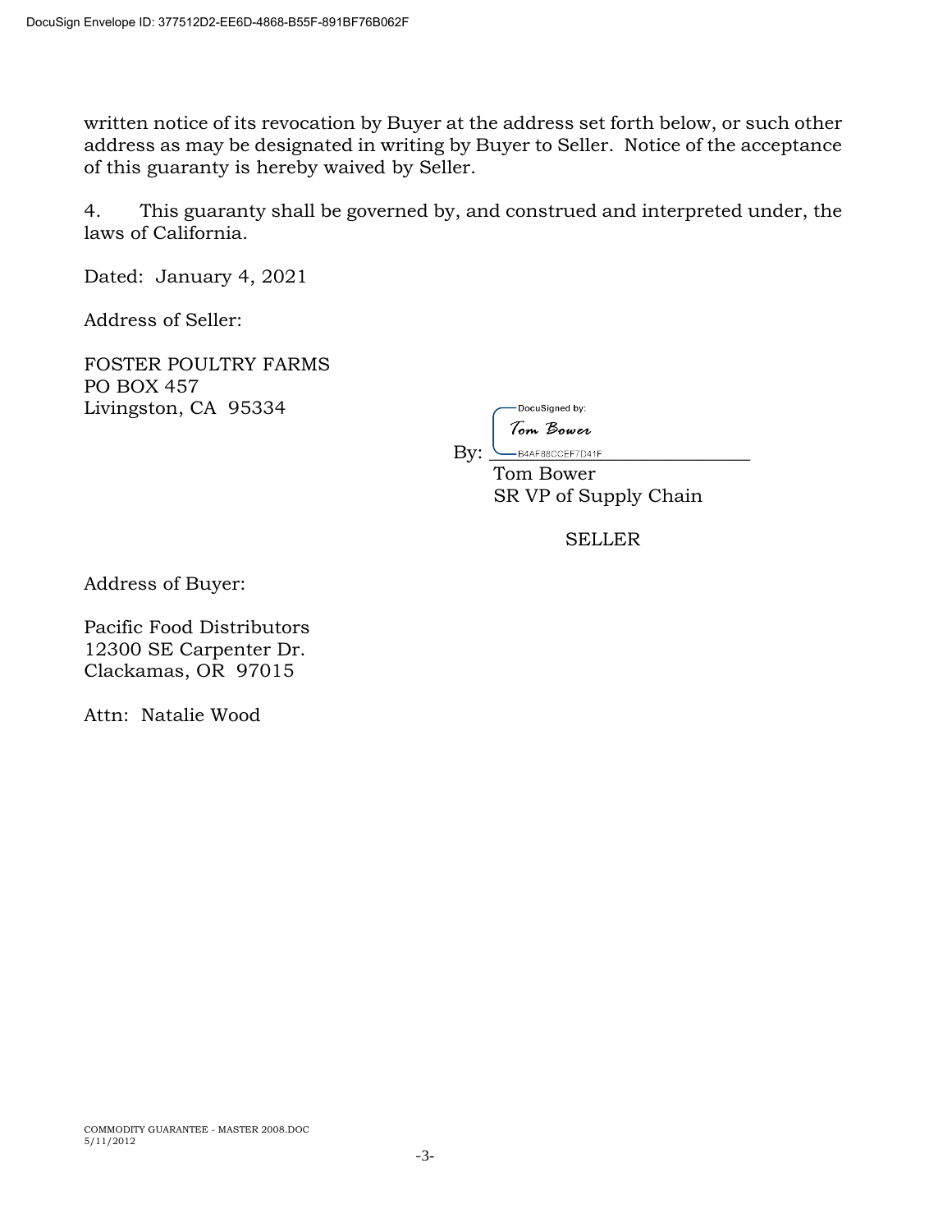written notice of its revocation by Buyer at the address set forth below, or such other address as may be designated in writing by Buyer to Seller. Notice of the acceptance of this guaranty is hereby waived by Seller.

4. This guaranty shall be governed by, and construed and interpreted under, the laws of California.

Dated: January 4, 2021

Address of Seller:

FOSTER POULTRY FARMS
PO BOX 457
Livingston, CA 95334

By: DocuSigned by: Tom Bower
B4AF88CCEF7D41F
Tom Bower
SR VP of Supply Chain

SELLER

Address of Buyer:

Pacific Food Distributors
12300 SE Carpenter Dr.
Clackamas, OR 97015

Attn: Natalie Wood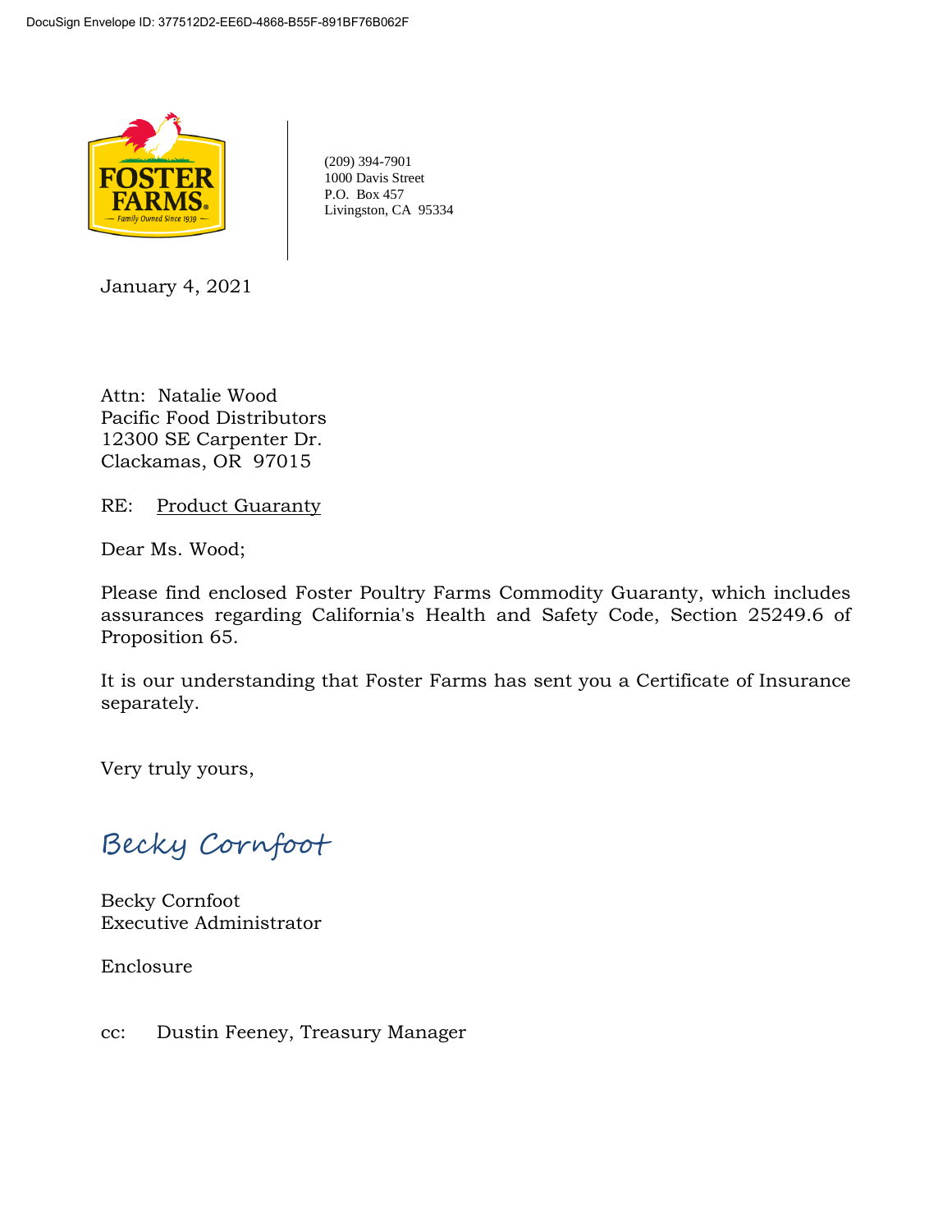DocuSign Envelope ID: 377512D2-EE6D-4868-B55F-891BF76B062F

FOSTER FARMS®
— Family Owned Since 1939 —

(209) 394-7901
1000 Davis Street
P.O. Box 457
Livingston, CA 95334

January 4, 2021

Attn: Natalie Wood
Pacific Food Distributors
12300 SE Carpenter Dr.
Clackamas, OR 97015

RE: Product Guaranty

Dear Ms. Wood;

Please find enclosed Foster Poultry Farms Commodity Guaranty, which includes assurances regarding California's Health and Safety Code, Section 25249.6 of Proposition 65.

It is our understanding that Foster Farms has sent you a Certificate of Insurance separately.

Very truly yours,

*Becky Cornfoot*

Becky Cornfoot
Executive Administrator

Enclosure

cc: Dustin Feeney, Treasury Manager